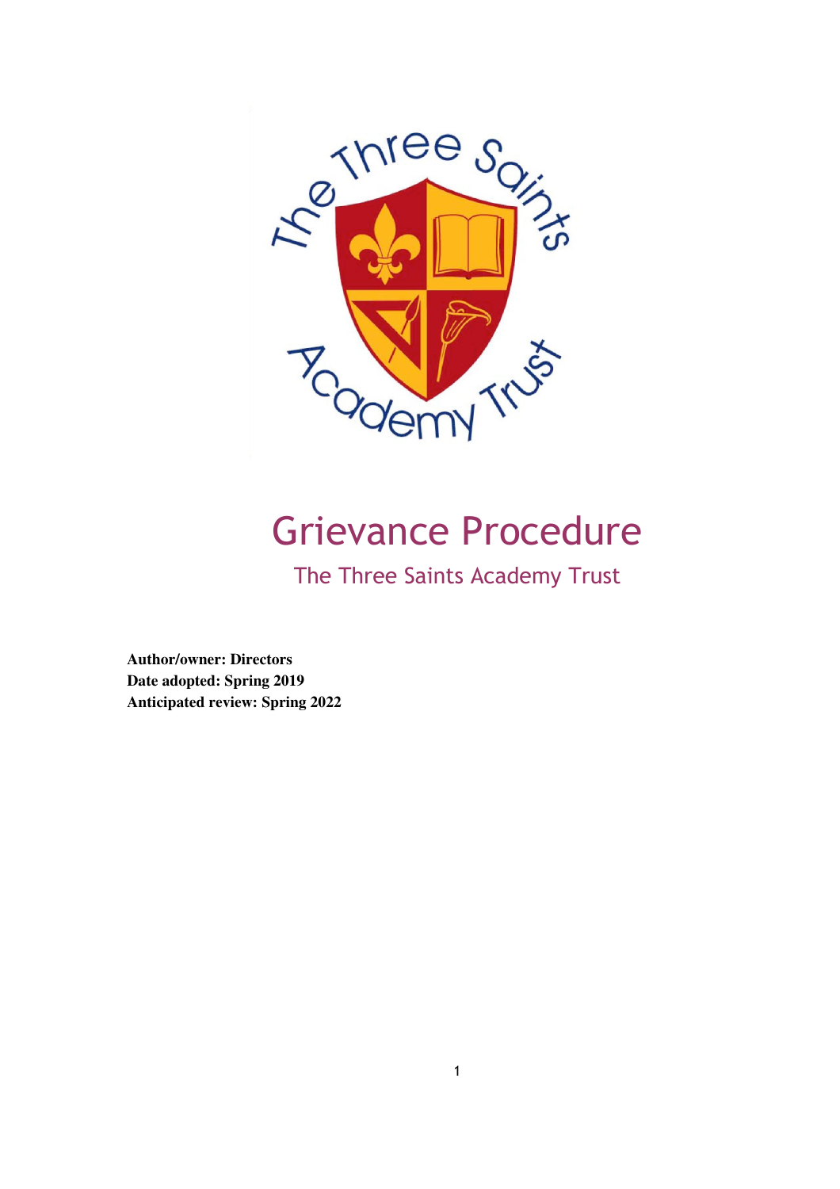# Grievance Procedure

## The Three Saints Academy Trust

**Author/owner: Directors**
**Date adopted: Spring 2019**
**Anticipated review: Spring 2022**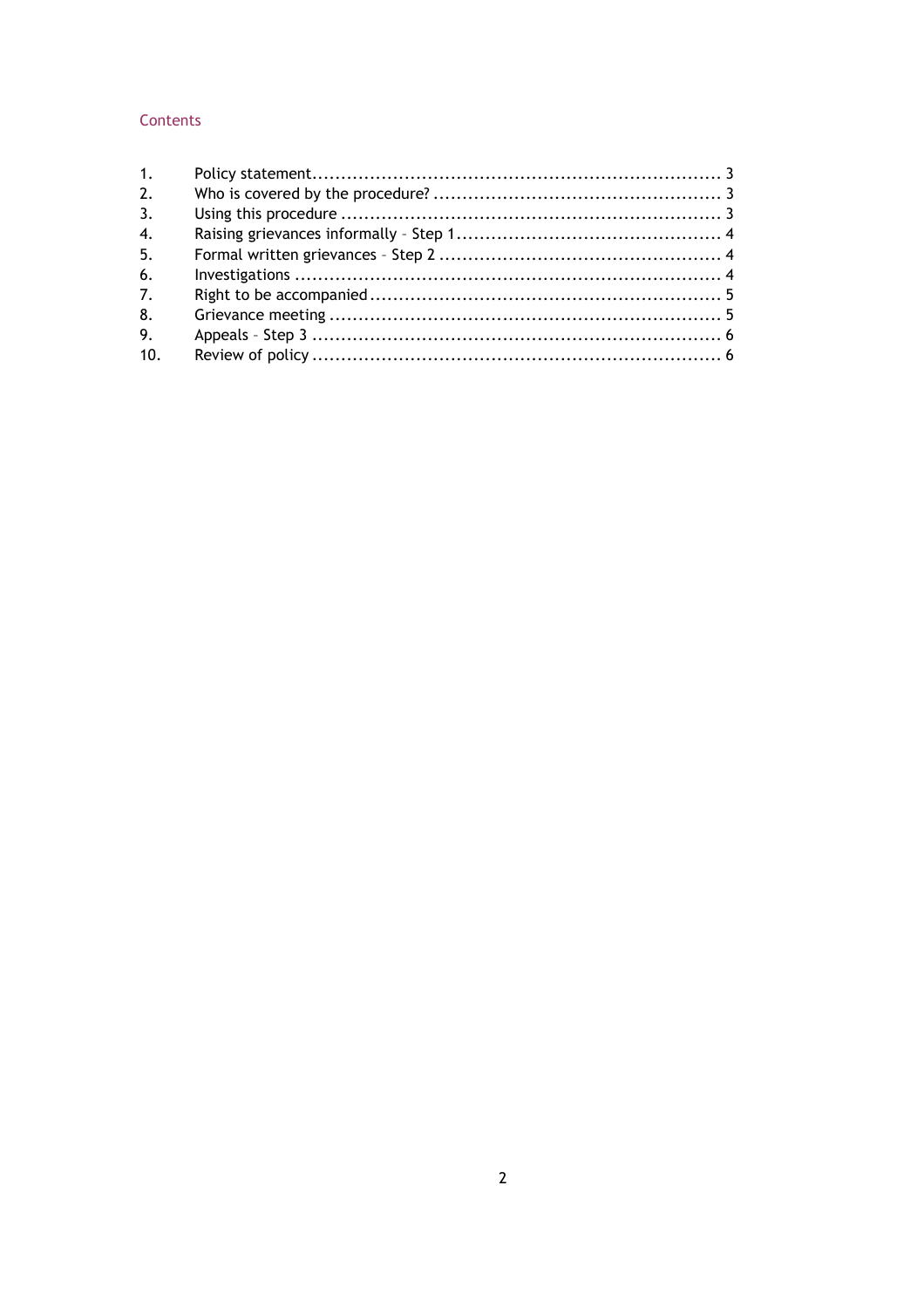## Contents

1. Policy statement ... 3
2. Who is covered by the procedure? ... 3
3. Using this procedure ... 3
4. Raising grievances informally – Step 1 ... 4
5. Formal written grievances – Step 2 ... 4
6. Investigations ... 4
7. Right to be accompanied ... 5
8. Grievance meeting ... 5
9. Appeals – Step 3 ... 6
10. Review of policy ... 6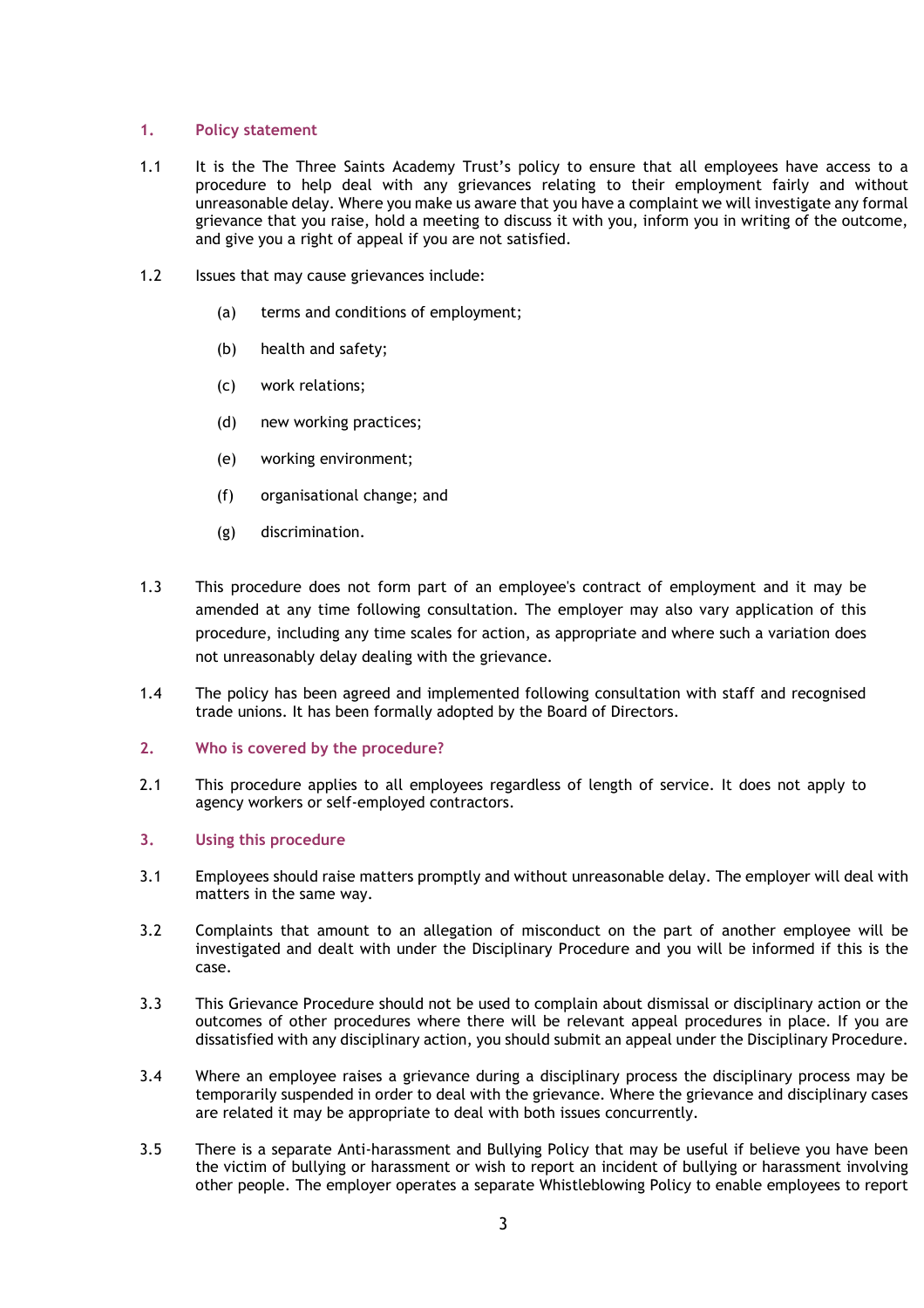## 1. Policy statement

1.1 It is the The Three Saints Academy Trust's policy to ensure that all employees have access to a procedure to help deal with any grievances relating to their employment fairly and without unreasonable delay. Where you make us aware that you have a complaint we will investigate any formal grievance that you raise, hold a meeting to discuss it with you, inform you in writing of the outcome, and give you a right of appeal if you are not satisfied.

1.2 Issues that may cause grievances include:

(a) terms and conditions of employment;

(b) health and safety;

(c) work relations;

(d) new working practices;

(e) working environment;

(f) organisational change; and

(g) discrimination.

1.3 This procedure does not form part of an employee's contract of employment and it may be amended at any time following consultation. The employer may also vary application of this procedure, including any time scales for action, as appropriate and where such a variation does not unreasonably delay dealing with the grievance.

1.4 The policy has been agreed and implemented following consultation with staff and recognised trade unions. It has been formally adopted by the Board of Directors.

## 2. Who is covered by the procedure?

2.1 This procedure applies to all employees regardless of length of service. It does not apply to agency workers or self-employed contractors.

## 3. Using this procedure

3.1 Employees should raise matters promptly and without unreasonable delay. The employer will deal with matters in the same way.

3.2 Complaints that amount to an allegation of misconduct on the part of another employee will be investigated and dealt with under the Disciplinary Procedure and you will be informed if this is the case.

3.3 This Grievance Procedure should not be used to complain about dismissal or disciplinary action or the outcomes of other procedures where there will be relevant appeal procedures in place. If you are dissatisfied with any disciplinary action, you should submit an appeal under the Disciplinary Procedure.

3.4 Where an employee raises a grievance during a disciplinary process the disciplinary process may be temporarily suspended in order to deal with the grievance. Where the grievance and disciplinary cases are related it may be appropriate to deal with both issues concurrently.

3.5 There is a separate Anti-harassment and Bullying Policy that may be useful if believe you have been the victim of bullying or harassment or wish to report an incident of bullying or harassment involving other people. The employer operates a separate Whistleblowing Policy to enable employees to report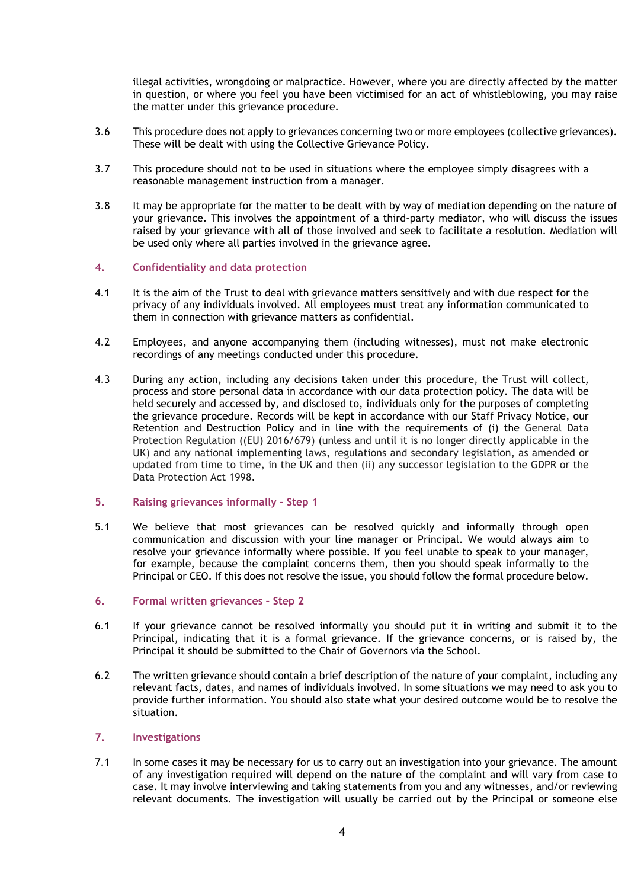illegal activities, wrongdoing or malpractice. However, where you are directly affected by the matter in question, or where you feel you have been victimised for an act of whistleblowing, you may raise the matter under this grievance procedure.

3.6 This procedure does not apply to grievances concerning two or more employees (collective grievances). These will be dealt with using the Collective Grievance Policy.

3.7 This procedure should not to be used in situations where the employee simply disagrees with a reasonable management instruction from a manager.

3.8 It may be appropriate for the matter to be dealt with by way of mediation depending on the nature of your grievance. This involves the appointment of a third-party mediator, who will discuss the issues raised by your grievance with all of those involved and seek to facilitate a resolution. Mediation will be used only where all parties involved in the grievance agree.

## 4. Confidentiality and data protection

4.1 It is the aim of the Trust to deal with grievance matters sensitively and with due respect for the privacy of any individuals involved. All employees must treat any information communicated to them in connection with grievance matters as confidential.

4.2 Employees, and anyone accompanying them (including witnesses), must not make electronic recordings of any meetings conducted under this procedure.

4.3 During any action, including any decisions taken under this procedure, the Trust will collect, process and store personal data in accordance with our data protection policy. The data will be held securely and accessed by, and disclosed to, individuals only for the purposes of completing the grievance procedure. Records will be kept in accordance with our Staff Privacy Notice, our Retention and Destruction Policy and in line with the requirements of (i) the General Data Protection Regulation ((EU) 2016/679) (unless and until it is no longer directly applicable in the UK) and any national implementing laws, regulations and secondary legislation, as amended or updated from time to time, in the UK and then (ii) any successor legislation to the GDPR or the Data Protection Act 1998.

## 5. Raising grievances informally – Step 1

5.1 We believe that most grievances can be resolved quickly and informally through open communication and discussion with your line manager or Principal. We would always aim to resolve your grievance informally where possible. If you feel unable to speak to your manager, for example, because the complaint concerns them, then you should speak informally to the Principal or CEO. If this does not resolve the issue, you should follow the formal procedure below.

## 6. Formal written grievances – Step 2

6.1 If your grievance cannot be resolved informally you should put it in writing and submit it to the Principal, indicating that it is a formal grievance. If the grievance concerns, or is raised by, the Principal it should be submitted to the Chair of Governors via the School.

6.2 The written grievance should contain a brief description of the nature of your complaint, including any relevant facts, dates, and names of individuals involved. In some situations we may need to ask you to provide further information. You should also state what your desired outcome would be to resolve the situation.

## 7. Investigations

7.1 In some cases it may be necessary for us to carry out an investigation into your grievance. The amount of any investigation required will depend on the nature of the complaint and will vary from case to case. It may involve interviewing and taking statements from you and any witnesses, and/or reviewing relevant documents. The investigation will usually be carried out by the Principal or someone else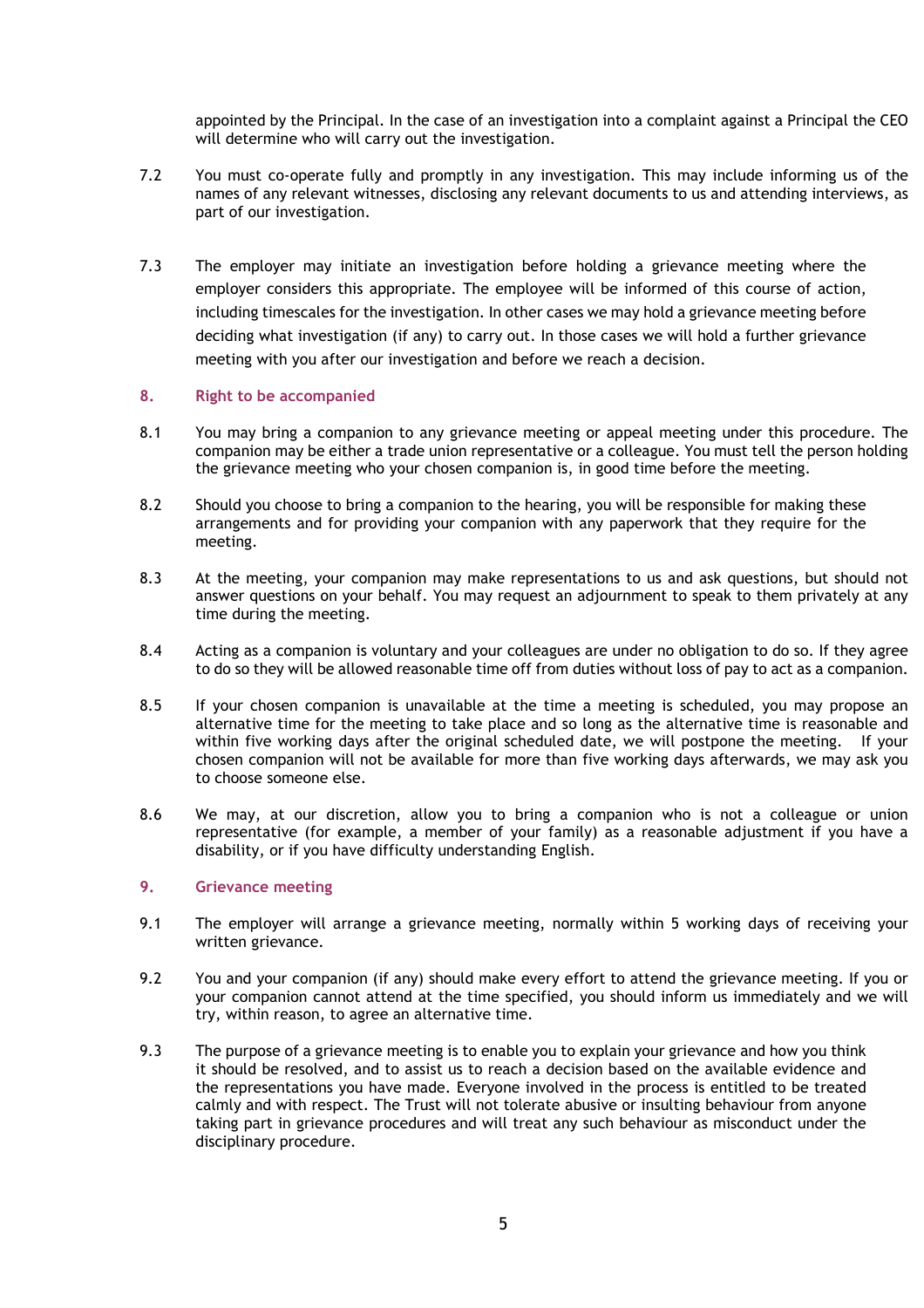appointed by the Principal. In the case of an investigation into a complaint against a Principal the CEO will determine who will carry out the investigation.

7.2 You must co-operate fully and promptly in any investigation. This may include informing us of the names of any relevant witnesses, disclosing any relevant documents to us and attending interviews, as part of our investigation.

7.3 The employer may initiate an investigation before holding a grievance meeting where the employer considers this appropriate. The employee will be informed of this course of action, including timescales for the investigation. In other cases we may hold a grievance meeting before deciding what investigation (if any) to carry out. In those cases we will hold a further grievance meeting with you after our investigation and before we reach a decision.

## 8. Right to be accompanied

8.1 You may bring a companion to any grievance meeting or appeal meeting under this procedure. The companion may be either a trade union representative or a colleague. You must tell the person holding the grievance meeting who your chosen companion is, in good time before the meeting.

8.2 Should you choose to bring a companion to the hearing, you will be responsible for making these arrangements and for providing your companion with any paperwork that they require for the meeting.

8.3 At the meeting, your companion may make representations to us and ask questions, but should not answer questions on your behalf. You may request an adjournment to speak to them privately at any time during the meeting.

8.4 Acting as a companion is voluntary and your colleagues are under no obligation to do so. If they agree to do so they will be allowed reasonable time off from duties without loss of pay to act as a companion.

8.5 If your chosen companion is unavailable at the time a meeting is scheduled, you may propose an alternative time for the meeting to take place and so long as the alternative time is reasonable and within five working days after the original scheduled date, we will postpone the meeting. If your chosen companion will not be available for more than five working days afterwards, we may ask you to choose someone else.

8.6 We may, at our discretion, allow you to bring a companion who is not a colleague or union representative (for example, a member of your family) as a reasonable adjustment if you have a disability, or if you have difficulty understanding English.

## 9. Grievance meeting

9.1 The employer will arrange a grievance meeting, normally within 5 working days of receiving your written grievance.

9.2 You and your companion (if any) should make every effort to attend the grievance meeting. If you or your companion cannot attend at the time specified, you should inform us immediately and we will try, within reason, to agree an alternative time.

9.3 The purpose of a grievance meeting is to enable you to explain your grievance and how you think it should be resolved, and to assist us to reach a decision based on the available evidence and the representations you have made. Everyone involved in the process is entitled to be treated calmly and with respect. The Trust will not tolerate abusive or insulting behaviour from anyone taking part in grievance procedures and will treat any such behaviour as misconduct under the disciplinary procedure.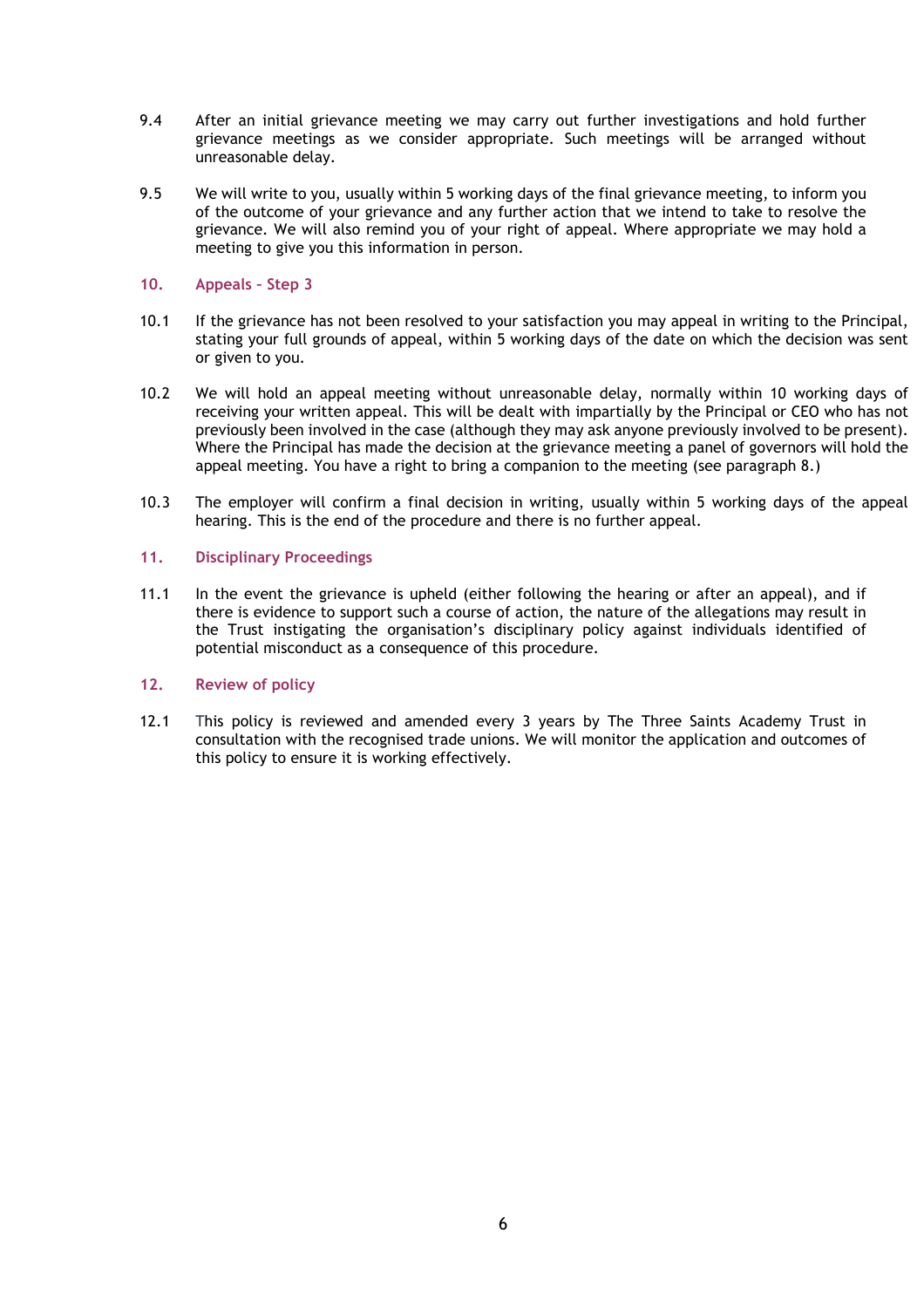9.4 After an initial grievance meeting we may carry out further investigations and hold further grievance meetings as we consider appropriate. Such meetings will be arranged without unreasonable delay.

9.5 We will write to you, usually within 5 working days of the final grievance meeting, to inform you of the outcome of your grievance and any further action that we intend to take to resolve the grievance. We will also remind you of your right of appeal. Where appropriate we may hold a meeting to give you this information in person.

## 10. Appeals – Step 3

10.1 If the grievance has not been resolved to your satisfaction you may appeal in writing to the Principal, stating your full grounds of appeal, within 5 working days of the date on which the decision was sent or given to you.

10.2 We will hold an appeal meeting without unreasonable delay, normally within 10 working days of receiving your written appeal. This will be dealt with impartially by the Principal or CEO who has not previously been involved in the case (although they may ask anyone previously involved to be present). Where the Principal has made the decision at the grievance meeting a panel of governors will hold the appeal meeting. You have a right to bring a companion to the meeting (see paragraph 8.)

10.3 The employer will confirm a final decision in writing, usually within 5 working days of the appeal hearing. This is the end of the procedure and there is no further appeal.

## 11. Disciplinary Proceedings

11.1 In the event the grievance is upheld (either following the hearing or after an appeal), and if there is evidence to support such a course of action, the nature of the allegations may result in the Trust instigating the organisation's disciplinary policy against individuals identified of potential misconduct as a consequence of this procedure.

## 12. Review of policy

12.1 This policy is reviewed and amended every 3 years by The Three Saints Academy Trust in consultation with the recognised trade unions. We will monitor the application and outcomes of this policy to ensure it is working effectively.